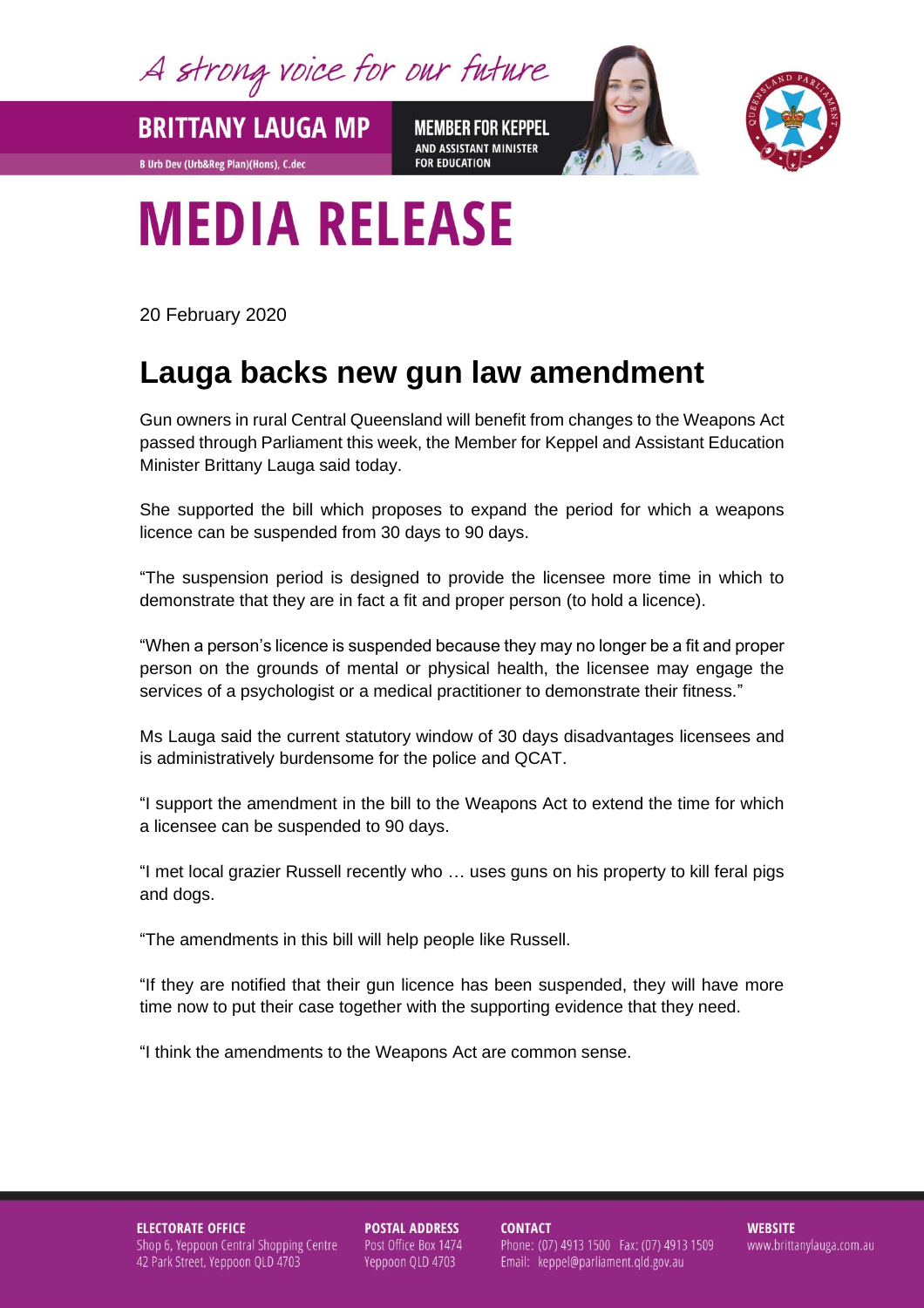A strong voice for our future

**BRITTANY LAUGA MP**

B Urb Dev (Urb&Reg Plan)(Hons), C.dec

**MEMBER FOR KEPPEL**
AND ASSISTANT MINISTER FOR EDUCATION

# MEDIA RELEASE

20 February 2020

## Lauga backs new gun law amendment

Gun owners in rural Central Queensland will benefit from changes to the Weapons Act passed through Parliament this week, the Member for Keppel and Assistant Education Minister Brittany Lauga said today.

She supported the bill which proposes to expand the period for which a weapons licence can be suspended from 30 days to 90 days.

"The suspension period is designed to provide the licensee more time in which to demonstrate that they are in fact a fit and proper person (to hold a licence).

"When a person's licence is suspended because they may no longer be a fit and proper person on the grounds of mental or physical health, the licensee may engage the services of a psychologist or a medical practitioner to demonstrate their fitness."

Ms Lauga said the current statutory window of 30 days disadvantages licensees and is administratively burdensome for the police and QCAT.

"I support the amendment in the bill to the Weapons Act to extend the time for which a licensee can be suspended to 90 days.

"I met local grazier Russell recently who … uses guns on his property to kill feral pigs and dogs.

"The amendments in this bill will help people like Russell.

"If they are notified that their gun licence has been suspended, they will have more time now to put their case together with the supporting evidence that they need.

"I think the amendments to the Weapons Act are common sense.

**ELECTORATE OFFICE**
Shop 6, Yeppoon Central Shopping Centre
42 Park Street, Yeppoon QLD 4703

**POSTAL ADDRESS**
Post Office Box 1474
Yeppoon QLD 4703

**CONTACT**
Phone: (07) 4913 1500 Fax: (07) 4913 1509
Email: keppel@parliament.qld.gov.au

**WEBSITE**
www.brittanylauga.com.au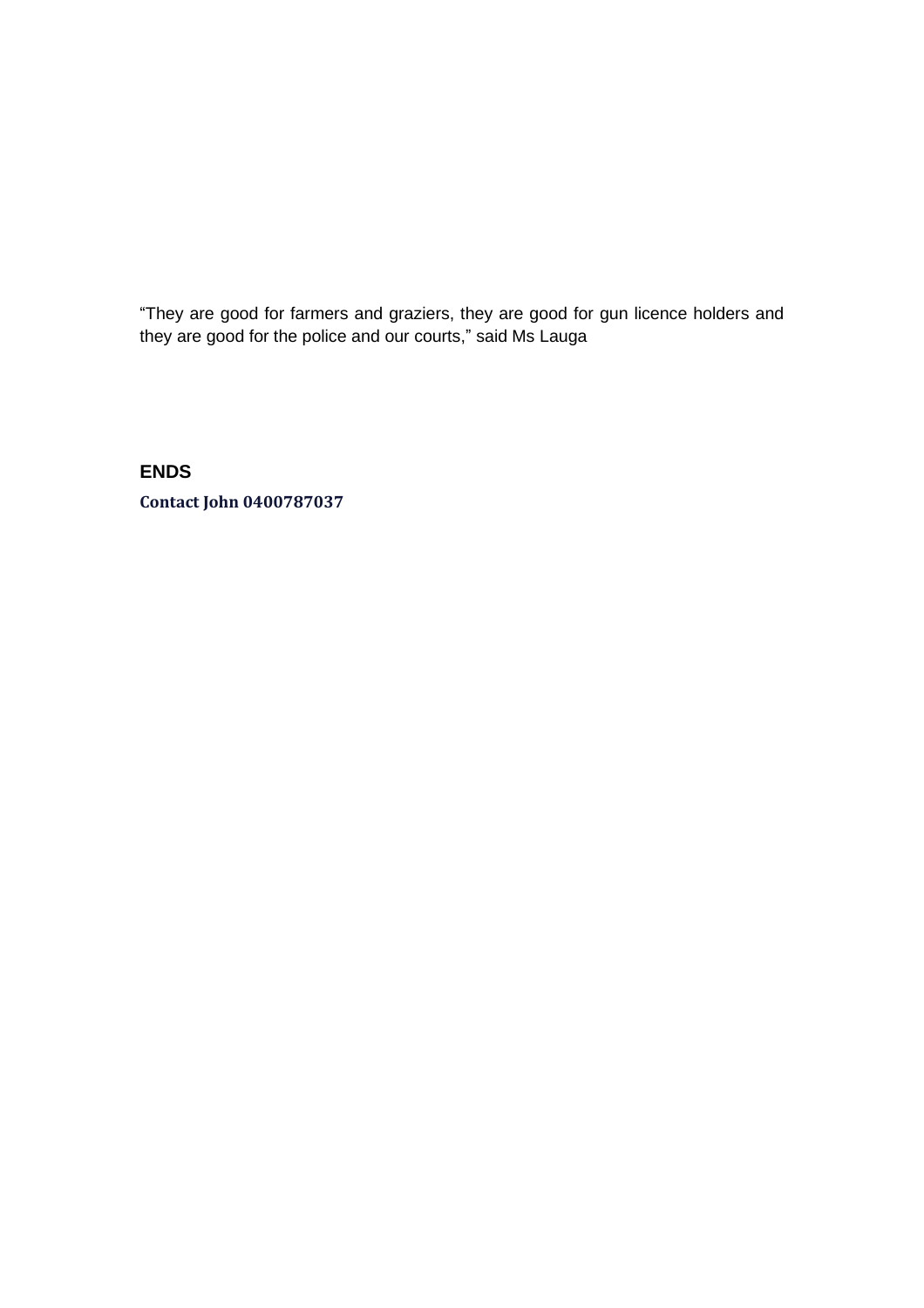“They are good for farmers and graziers, they are good for gun licence holders and they are good for the police and our courts,” said Ms Lauga

**ENDS**

**Contact John 0400787037**